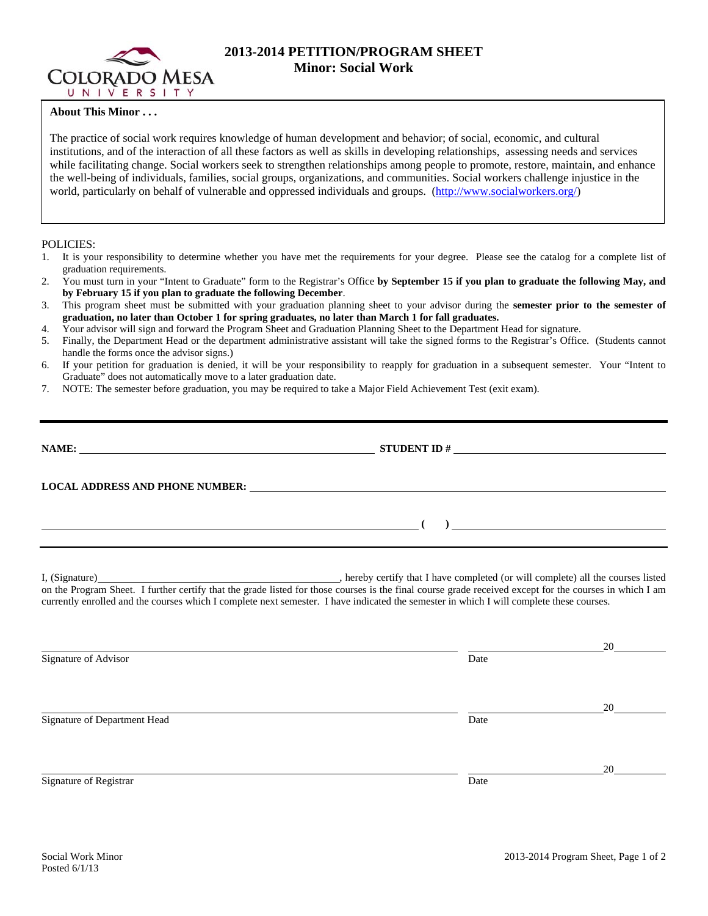# 2013-2014 PETITION/PROGRAM SHEET
## Minor: Social Work

**About This Minor . . .**

The practice of social work requires knowledge of human development and behavior; of social, economic, and cultural institutions, and of the interaction of all these factors as well as skills in developing relationships, assessing needs and services while facilitating change. Social workers seek to strengthen relationships among people to promote, restore, maintain, and enhance the well-being of individuals, families, social groups, organizations, and communities. Social workers challenge injustice in the world, particularly on behalf of vulnerable and oppressed individuals and groups. (http://www.socialworkers.org/)

POLICIES:

1. It is your responsibility to determine whether you have met the requirements for your degree. Please see the catalog for a complete list of graduation requirements.
2. You must turn in your "Intent to Graduate" form to the Registrar's Office **by September 15 if you plan to graduate the following May, and by February 15 if you plan to graduate the following December**.
3. This program sheet must be submitted with your graduation planning sheet to your advisor during the **semester prior to the semester of graduation, no later than October 1 for spring graduates, no later than March 1 for fall graduates.**
4. Your advisor will sign and forward the Program Sheet and Graduation Planning Sheet to the Department Head for signature.
5. Finally, the Department Head or the department administrative assistant will take the signed forms to the Registrar's Office. (Students cannot handle the forms once the advisor signs.)
6. If your petition for graduation is denied, it will be your responsibility to reapply for graduation in a subsequent semester. Your "Intent to Graduate" does not automatically move to a later graduation date.
7. NOTE: The semester before graduation, you may be required to take a Major Field Achievement Test (exit exam).

---

**NAME:** ______________________________ **STUDENT ID #** ______________________________

**LOCAL ADDRESS AND PHONE NUMBER:** ______________________________

______________________________ **( )** ______________________________

---

I, (Signature)______________________________, hereby certify that I have completed (or will complete) all the courses listed on the Program Sheet. I further certify that the grade listed for those courses is the final course grade received except for the courses in which I am currently enrolled and the courses which I complete next semester. I have indicated the semester in which I will complete these courses.

______________________________ ______________________ 20______
Signature of Advisor Date

______________________________ ______________________ 20______
Signature of Department Head Date

______________________________ ______________________ 20______
Signature of Registrar Date

Social Work Minor
Posted 6/1/13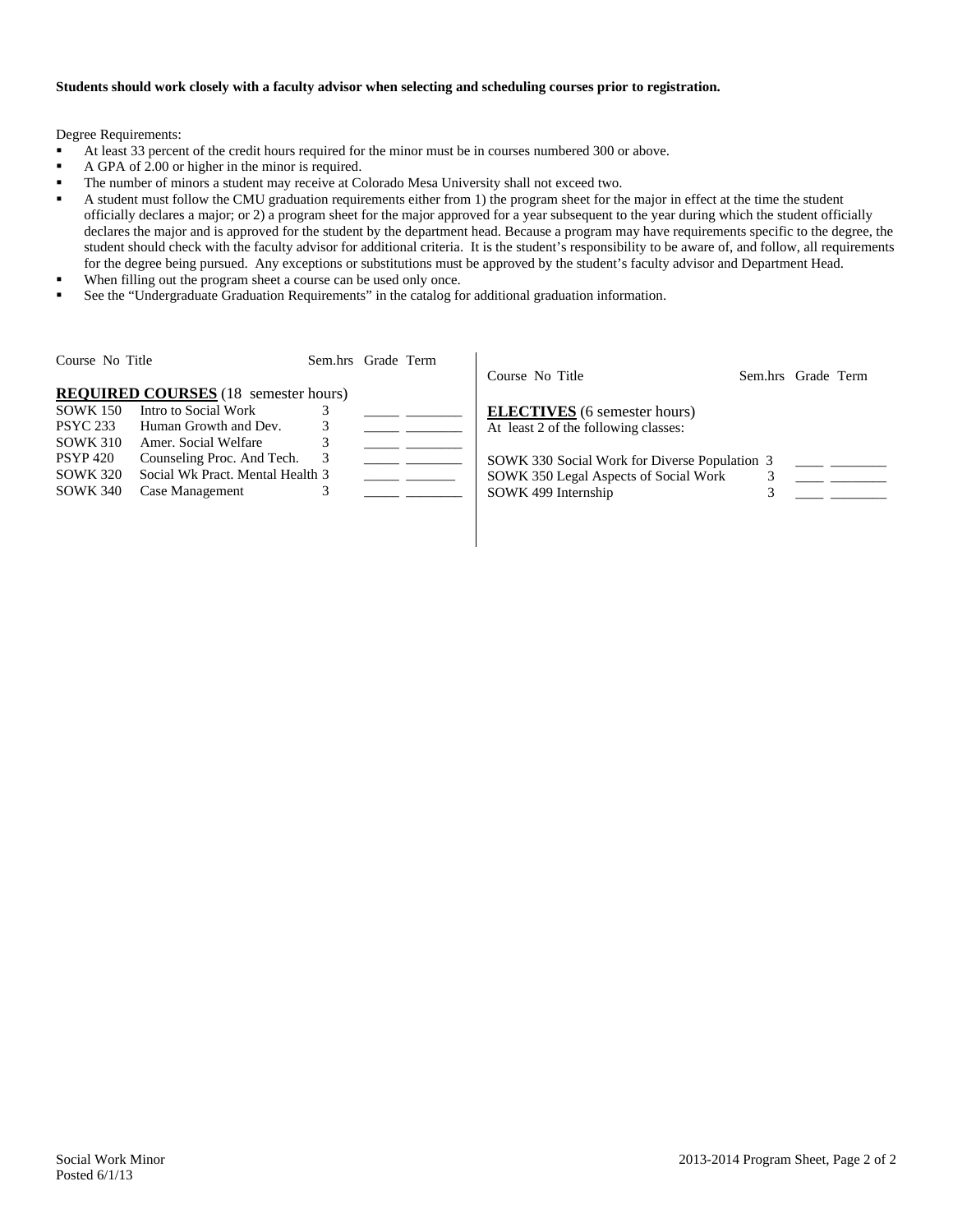**Students should work closely with a faculty advisor when selecting and scheduling courses prior to registration.**

Degree Requirements:

- At least 33 percent of the credit hours required for the minor must be in courses numbered 300 or above.
- A GPA of 2.00 or higher in the minor is required.
- The number of minors a student may receive at Colorado Mesa University shall not exceed two.
- A student must follow the CMU graduation requirements either from 1) the program sheet for the major in effect at the time the student officially declares a major; or 2) a program sheet for the major approved for a year subsequent to the year during which the student officially declares the major and is approved for the student by the department head. Because a program may have requirements specific to the degree, the student should check with the faculty advisor for additional criteria. It is the student's responsibility to be aware of, and follow, all requirements for the degree being pursued. Any exceptions or substitutions must be approved by the student's faculty advisor and Department Head.
- When filling out the program sheet a course can be used only once.
- See the "Undergraduate Graduation Requirements" in the catalog for additional graduation information.

**REQUIRED COURSES** (18 semester hours)

| Course No | Title | Sem.hrs | Grade | Term |
|---|---|---|---|---|
| SOWK 150 | Intro to Social Work | 3 | _____ | ________ |
| PSYC 233 | Human Growth and Dev. | 3 | _____ | ________ |
| SOWK 310 | Amer. Social Welfare | 3 | _____ | ________ |
| PSYP 420 | Counseling Proc. And Tech. | 3 | _____ | ________ |
| SOWK 320 | Social Wk Pract. Mental Health | 3 | _____ | _______ |
| SOWK 340 | Case Management | 3 | _____ | ________ |

**ELECTIVES** (6 semester hours)
At least 2 of the following classes:

| Course No | Title | Sem.hrs | Grade | Term |
|---|---|---|---|---|
| SOWK 330 | Social Work for Diverse Population | 3 | ____ | ________ |
| SOWK 350 | Legal Aspects of Social Work | 3 | ____ | ________ |
| SOWK 499 | Internship | 3 | ____ | ________ |

Social Work Minor
Posted 6/1/13

2013-2014 Program Sheet